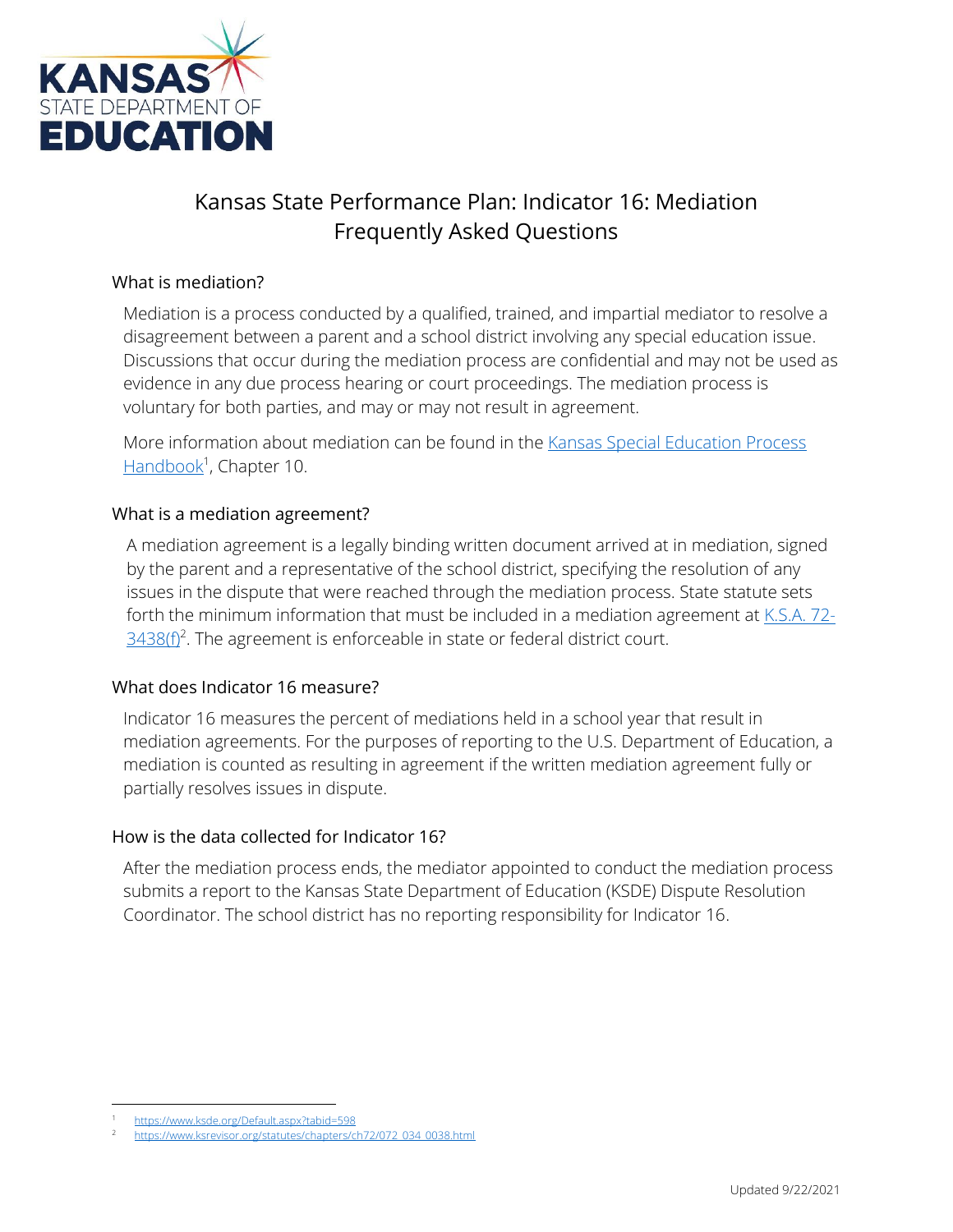KANSAS STATE DEPARTMENT OF EDUCATION

# Kansas State Performance Plan: Indicator 16: Mediation Frequently Asked Questions

## What is mediation?

Mediation is a process conducted by a qualified, trained, and impartial mediator to resolve a disagreement between a parent and a school district involving any special education issue. Discussions that occur during the mediation process are confidential and may not be used as evidence in any due process hearing or court proceedings. The mediation process is voluntary for both parties, and may or may not result in agreement.

More information about mediation can be found in the [Kansas Special Education Process Handbook](https://www.ksde.org/Default.aspx?tabid=598)[1], Chapter 10.

## What is a mediation agreement?

A mediation agreement is a legally binding written document arrived at in mediation, signed by the parent and a representative of the school district, specifying the resolution of any issues in the dispute that were reached through the mediation process. State statute sets forth the minimum information that must be included in a mediation agreement at [K.S.A. 72-3438(f)](https://www.ksrevisor.org/statutes/chapters/ch72/072_034_0038.html)[2]. The agreement is enforceable in state or federal district court.

## What does Indicator 16 measure?

Indicator 16 measures the percent of mediations held in a school year that result in mediation agreements. For the purposes of reporting to the U.S. Department of Education, a mediation is counted as resulting in agreement if the written mediation agreement fully or partially resolves issues in dispute.

## How is the data collected for Indicator 16?

After the mediation process ends, the mediator appointed to conduct the mediation process submits a report to the Kansas State Department of Education (KSDE) Dispute Resolution Coordinator. The school district has no reporting responsibility for Indicator 16.

---

[1] https://www.ksde.org/Default.aspx?tabid=598

[2] https://www.ksrevisor.org/statutes/chapters/ch72/072_034_0038.html

Updated 9/22/2021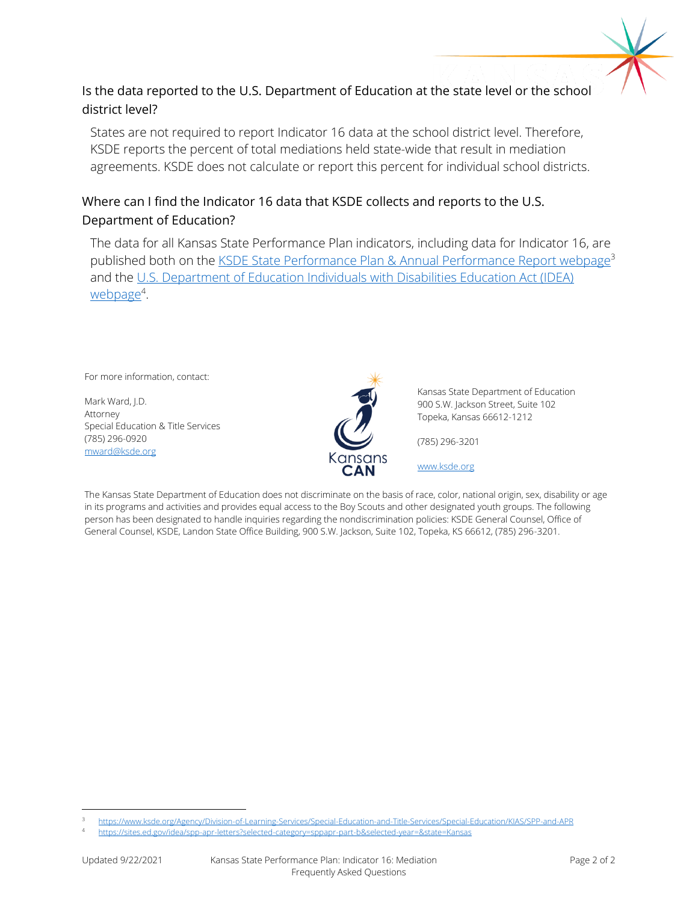## Is the data reported to the U.S. Department of Education at the state level or the school district level?

States are not required to report Indicator 16 data at the school district level. Therefore, KSDE reports the percent of total mediations held state-wide that result in mediation agreements. KSDE does not calculate or report this percent for individual school districts.

## Where can I find the Indicator 16 data that KSDE collects and reports to the U.S. Department of Education?

The data for all Kansas State Performance Plan indicators, including data for Indicator 16, are published both on the [KSDE State Performance Plan & Annual Performance Report webpage](https://www.ksde.org/Agency/Division-of-Learning-Services/Special-Education-and-Title-Services/Special-Education/KIAS/SPP-and-APR)[3] and the [U.S. Department of Education Individuals with Disabilities Education Act (IDEA) webpage](https://sites.ed.gov/idea/spp-apr-letters?selected-category=sppapr-part-b&selected-year=&state=Kansas)[4].

For more information, contact:

Mark Ward, J.D.
Attorney
Special Education & Title Services
(785) 296-0920
mward@ksde.org

Kansas State Department of Education
900 S.W. Jackson Street, Suite 102
Topeka, Kansas 66612-1212

(785) 296-3201

www.ksde.org

The Kansas State Department of Education does not discriminate on the basis of race, color, national origin, sex, disability or age in its programs and activities and provides equal access to the Boy Scouts and other designated youth groups. The following person has been designated to handle inquiries regarding the nondiscrimination policies: KSDE General Counsel, Office of General Counsel, KSDE, Landon State Office Building, 900 S.W. Jackson, Suite 102, Topeka, KS 66612, (785) 296-3201.

---

[3] https://www.ksde.org/Agency/Division-of-Learning-Services/Special-Education-and-Title-Services/Special-Education/KIAS/SPP-and-APR

[4] https://sites.ed.gov/idea/spp-apr-letters?selected-category=sppapr-part-b&selected-year=&state=Kansas